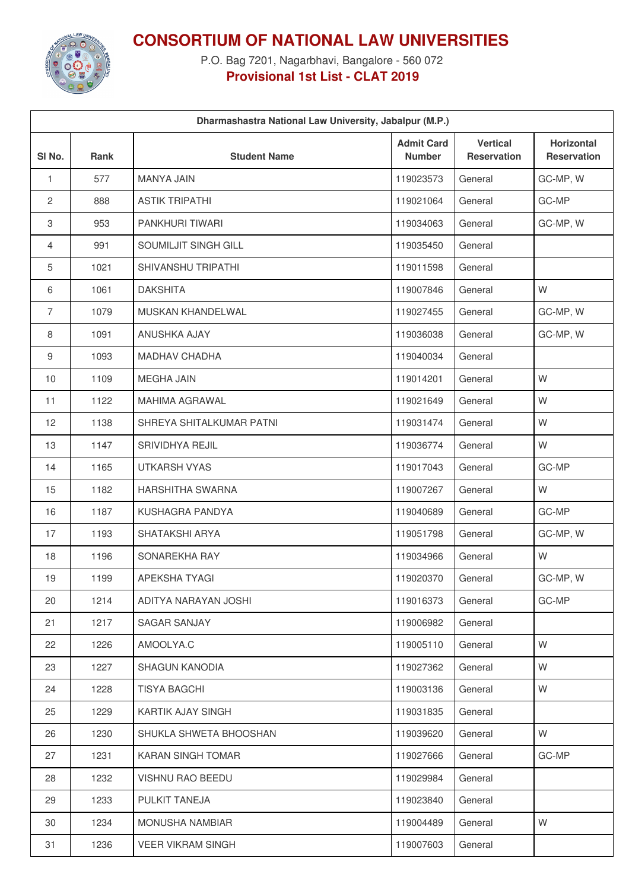# CONSORTIUM OF NATIONAL LAW UNIVERSITIES

P.O. Bag 7201, Nagarbhavi, Bangalore - 560 072

**Provisional 1st List - CLAT 2019**

| Dharmashastra National Law University, Jabalpur (M.P.) | | | | | |
|---|---|---|---|---|---|
| Sl No. | Rank | Student Name | Admit Card Number | Vertical Reservation | Horizontal Reservation |
| 1 | 577 | MANYA JAIN | 119023573 | General | GC-MP, W |
| 2 | 888 | ASTIK TRIPATHI | 119021064 | General | GC-MP |
| 3 | 953 | PANKHURI TIWARI | 119034063 | General | GC-MP, W |
| 4 | 991 | SOUMILJIT SINGH GILL | 119035450 | General | |
| 5 | 1021 | SHIVANSHU TRIPATHI | 119011598 | General | |
| 6 | 1061 | DAKSHITA | 119007846 | General | W |
| 7 | 1079 | MUSKAN KHANDELWAL | 119027455 | General | GC-MP, W |
| 8 | 1091 | ANUSHKA AJAY | 119036038 | General | GC-MP, W |
| 9 | 1093 | MADHAV CHADHA | 119040034 | General | |
| 10 | 1109 | MEGHA JAIN | 119014201 | General | W |
| 11 | 1122 | MAHIMA AGRAWAL | 119021649 | General | W |
| 12 | 1138 | SHREYA SHITALKUMAR PATNI | 119031474 | General | W |
| 13 | 1147 | SRIVIDHYA REJIL | 119036774 | General | W |
| 14 | 1165 | UTKARSH VYAS | 119017043 | General | GC-MP |
| 15 | 1182 | HARSHITHA SWARNA | 119007267 | General | W |
| 16 | 1187 | KUSHAGRA PANDYA | 119040689 | General | GC-MP |
| 17 | 1193 | SHATAKSHI ARYA | 119051798 | General | GC-MP, W |
| 18 | 1196 | SONAREKHA RAY | 119034966 | General | W |
| 19 | 1199 | APEKSHA TYAGI | 119020370 | General | GC-MP, W |
| 20 | 1214 | ADITYA NARAYAN JOSHI | 119016373 | General | GC-MP |
| 21 | 1217 | SAGAR SANJAY | 119006982 | General | |
| 22 | 1226 | AMOOLYA.C | 119005110 | General | W |
| 23 | 1227 | SHAGUN KANODIA | 119027362 | General | W |
| 24 | 1228 | TISYA BAGCHI | 119003136 | General | W |
| 25 | 1229 | KARTIK AJAY SINGH | 119031835 | General | |
| 26 | 1230 | SHUKLA SHWETA BHOOSHAN | 119039620 | General | W |
| 27 | 1231 | KARAN SINGH TOMAR | 119027666 | General | GC-MP |
| 28 | 1232 | VISHNU RAO BEEDU | 119029984 | General | |
| 29 | 1233 | PULKIT TANEJA | 119023840 | General | |
| 30 | 1234 | MONUSHA NAMBIAR | 119004489 | General | W |
| 31 | 1236 | VEER VIKRAM SINGH | 119007603 | General | |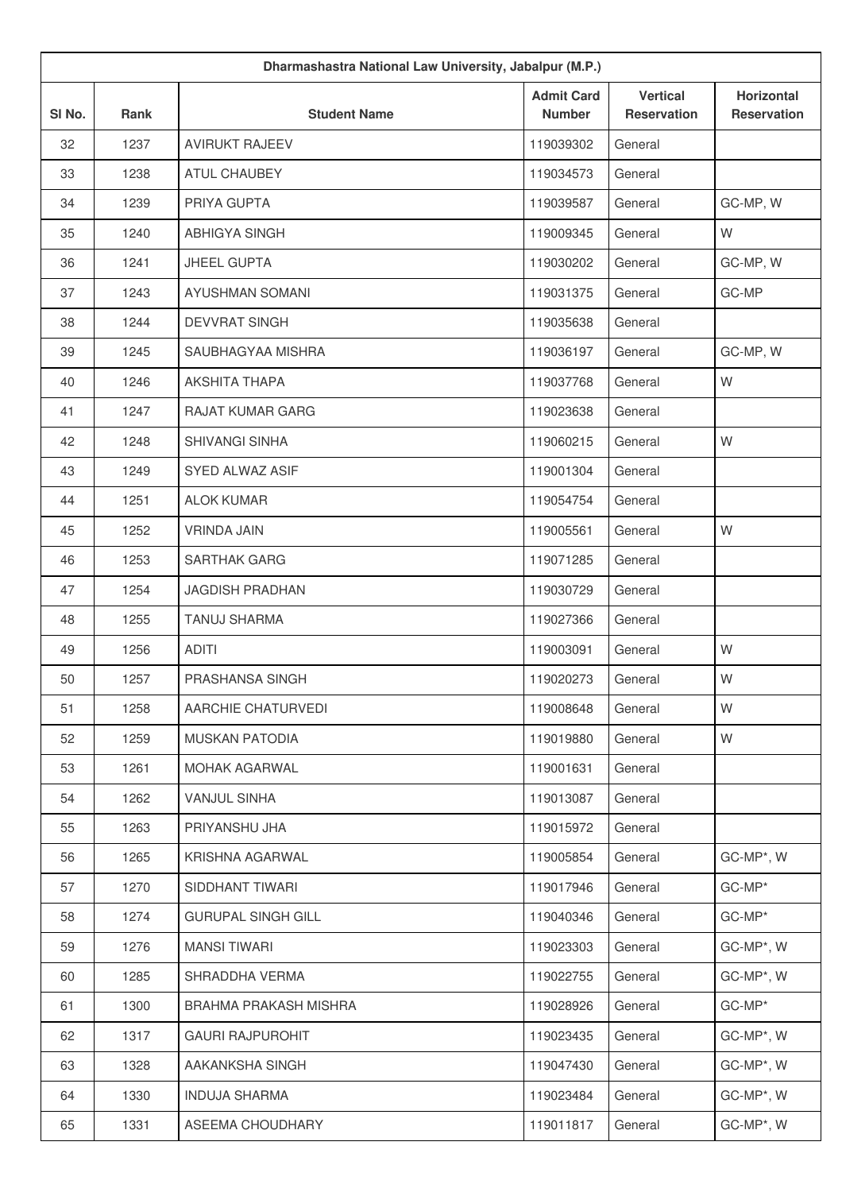| Dharmashastra National Law University, Jabalpur (M.P.) | | | | | |
|---|---|---|---|---|---|
| Sl No. | Rank | Student Name | Admit Card Number | Vertical Reservation | Horizontal Reservation |
| 32 | 1237 | AVIRUKT RAJEEV | 119039302 | General | |
| 33 | 1238 | ATUL CHAUBEY | 119034573 | General | |
| 34 | 1239 | PRIYA GUPTA | 119039587 | General | GC-MP, W |
| 35 | 1240 | ABHIGYA SINGH | 119009345 | General | W |
| 36 | 1241 | JHEEL GUPTA | 119030202 | General | GC-MP, W |
| 37 | 1243 | AYUSHMAN SOMANI | 119031375 | General | GC-MP |
| 38 | 1244 | DEVVRAT SINGH | 119035638 | General | |
| 39 | 1245 | SAUBHAGYAA MISHRA | 119036197 | General | GC-MP, W |
| 40 | 1246 | AKSHITA THAPA | 119037768 | General | W |
| 41 | 1247 | RAJAT KUMAR GARG | 119023638 | General | |
| 42 | 1248 | SHIVANGI SINHA | 119060215 | General | W |
| 43 | 1249 | SYED ALWAZ ASIF | 119001304 | General | |
| 44 | 1251 | ALOK KUMAR | 119054754 | General | |
| 45 | 1252 | VRINDA JAIN | 119005561 | General | W |
| 46 | 1253 | SARTHAK GARG | 119071285 | General | |
| 47 | 1254 | JAGDISH PRADHAN | 119030729 | General | |
| 48 | 1255 | TANUJ SHARMA | 119027366 | General | |
| 49 | 1256 | ADITI | 119003091 | General | W |
| 50 | 1257 | PRASHANSA SINGH | 119020273 | General | W |
| 51 | 1258 | AARCHIE CHATURVEDI | 119008648 | General | W |
| 52 | 1259 | MUSKAN PATODIA | 119019880 | General | W |
| 53 | 1261 | MOHAK AGARWAL | 119001631 | General | |
| 54 | 1262 | VANJUL SINHA | 119013087 | General | |
| 55 | 1263 | PRIYANSHU JHA | 119015972 | General | |
| 56 | 1265 | KRISHNA AGARWAL | 119005854 | General | GC-MP*, W |
| 57 | 1270 | SIDDHANT TIWARI | 119017946 | General | GC-MP* |
| 58 | 1274 | GURUPAL SINGH GILL | 119040346 | General | GC-MP* |
| 59 | 1276 | MANSI TIWARI | 119023303 | General | GC-MP*, W |
| 60 | 1285 | SHRADDHA VERMA | 119022755 | General | GC-MP*, W |
| 61 | 1300 | BRAHMA PRAKASH MISHRA | 119028926 | General | GC-MP* |
| 62 | 1317 | GAURI RAJPUROHIT | 119023435 | General | GC-MP*, W |
| 63 | 1328 | AAKANKSHA SINGH | 119047430 | General | GC-MP*, W |
| 64 | 1330 | INDUJA SHARMA | 119023484 | General | GC-MP*, W |
| 65 | 1331 | ASEEMA CHOUDHARY | 119011817 | General | GC-MP*, W |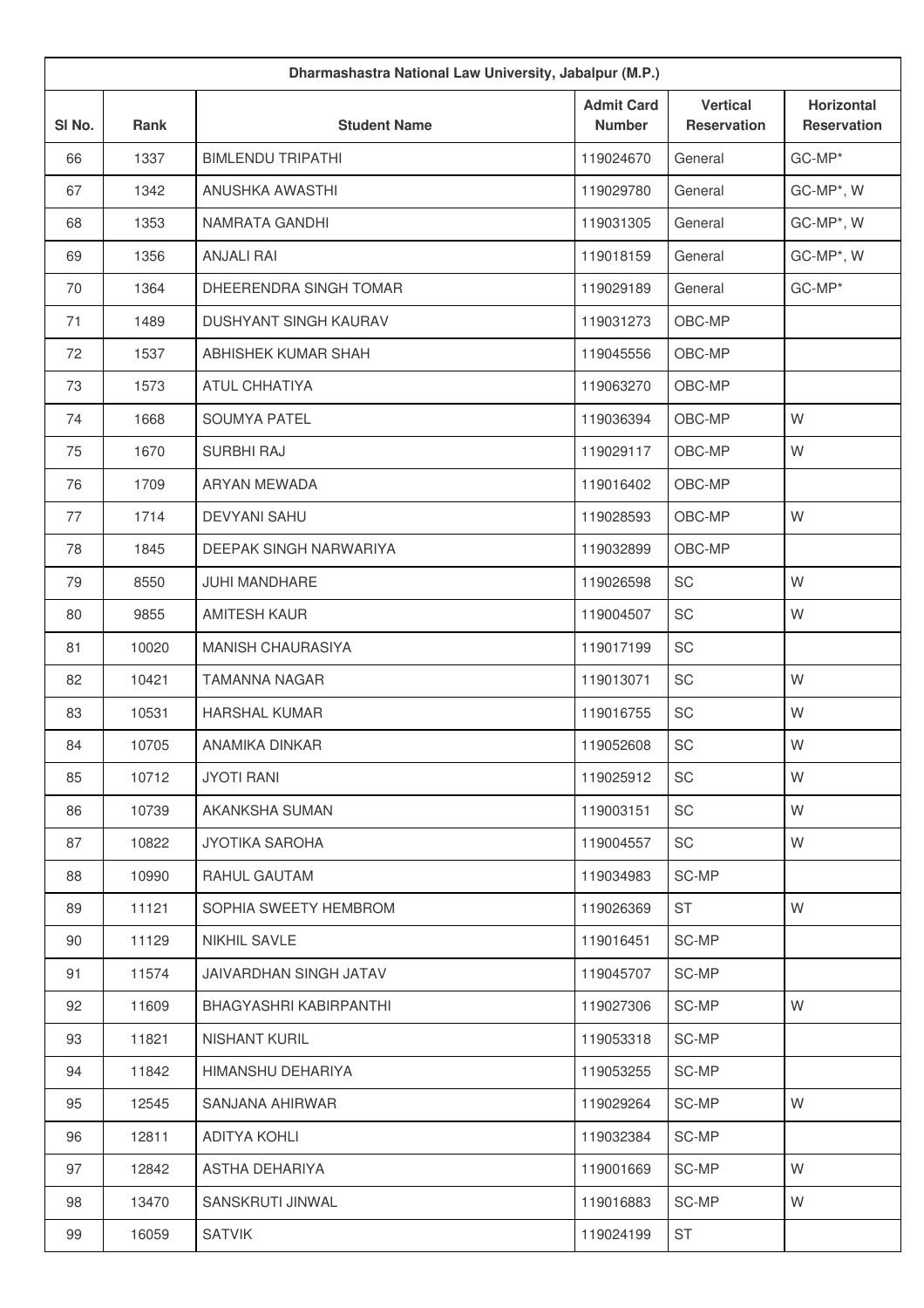| Dharmashastra National Law University, Jabalpur (M.P.) | | | | | |
|---|---|---|---|---|---|
| Sl No. | Rank | Student Name | Admit Card Number | Vertical Reservation | Horizontal Reservation |
| 66 | 1337 | BIMLENDU TRIPATHI | 119024670 | General | GC-MP* |
| 67 | 1342 | ANUSHKA AWASTHI | 119029780 | General | GC-MP*, W |
| 68 | 1353 | NAMRATA GANDHI | 119031305 | General | GC-MP*, W |
| 69 | 1356 | ANJALI RAI | 119018159 | General | GC-MP*, W |
| 70 | 1364 | DHEERENDRA SINGH TOMAR | 119029189 | General | GC-MP* |
| 71 | 1489 | DUSHYANT SINGH KAURAV | 119031273 | OBC-MP | |
| 72 | 1537 | ABHISHEK KUMAR SHAH | 119045556 | OBC-MP | |
| 73 | 1573 | ATUL CHHATIYA | 119063270 | OBC-MP | |
| 74 | 1668 | SOUMYA PATEL | 119036394 | OBC-MP | W |
| 75 | 1670 | SURBHI RAJ | 119029117 | OBC-MP | W |
| 76 | 1709 | ARYAN MEWADA | 119016402 | OBC-MP | |
| 77 | 1714 | DEVYANI SAHU | 119028593 | OBC-MP | W |
| 78 | 1845 | DEEPAK SINGH NARWARIYA | 119032899 | OBC-MP | |
| 79 | 8550 | JUHI MANDHARE | 119026598 | SC | W |
| 80 | 9855 | AMITESH KAUR | 119004507 | SC | W |
| 81 | 10020 | MANISH CHAURASIYA | 119017199 | SC | |
| 82 | 10421 | TAMANNA NAGAR | 119013071 | SC | W |
| 83 | 10531 | HARSHAL KUMAR | 119016755 | SC | W |
| 84 | 10705 | ANAMIKA DINKAR | 119052608 | SC | W |
| 85 | 10712 | JYOTI RANI | 119025912 | SC | W |
| 86 | 10739 | AKANKSHA SUMAN | 119003151 | SC | W |
| 87 | 10822 | JYOTIKA SAROHA | 119004557 | SC | W |
| 88 | 10990 | RAHUL GAUTAM | 119034983 | SC-MP | |
| 89 | 11121 | SOPHIA SWEETY HEMBROM | 119026369 | ST | W |
| 90 | 11129 | NIKHIL SAVLE | 119016451 | SC-MP | |
| 91 | 11574 | JAIVARDHAN SINGH JATAV | 119045707 | SC-MP | |
| 92 | 11609 | BHAGYASHRI KABIRPANTHI | 119027306 | SC-MP | W |
| 93 | 11821 | NISHANT KURIL | 119053318 | SC-MP | |
| 94 | 11842 | HIMANSHU DEHARIYA | 119053255 | SC-MP | |
| 95 | 12545 | SANJANA AHIRWAR | 119029264 | SC-MP | W |
| 96 | 12811 | ADITYA KOHLI | 119032384 | SC-MP | |
| 97 | 12842 | ASTHA DEHARIYA | 119001669 | SC-MP | W |
| 98 | 13470 | SANSKRUTI JINWAL | 119016883 | SC-MP | W |
| 99 | 16059 | SATVIK | 119024199 | ST | |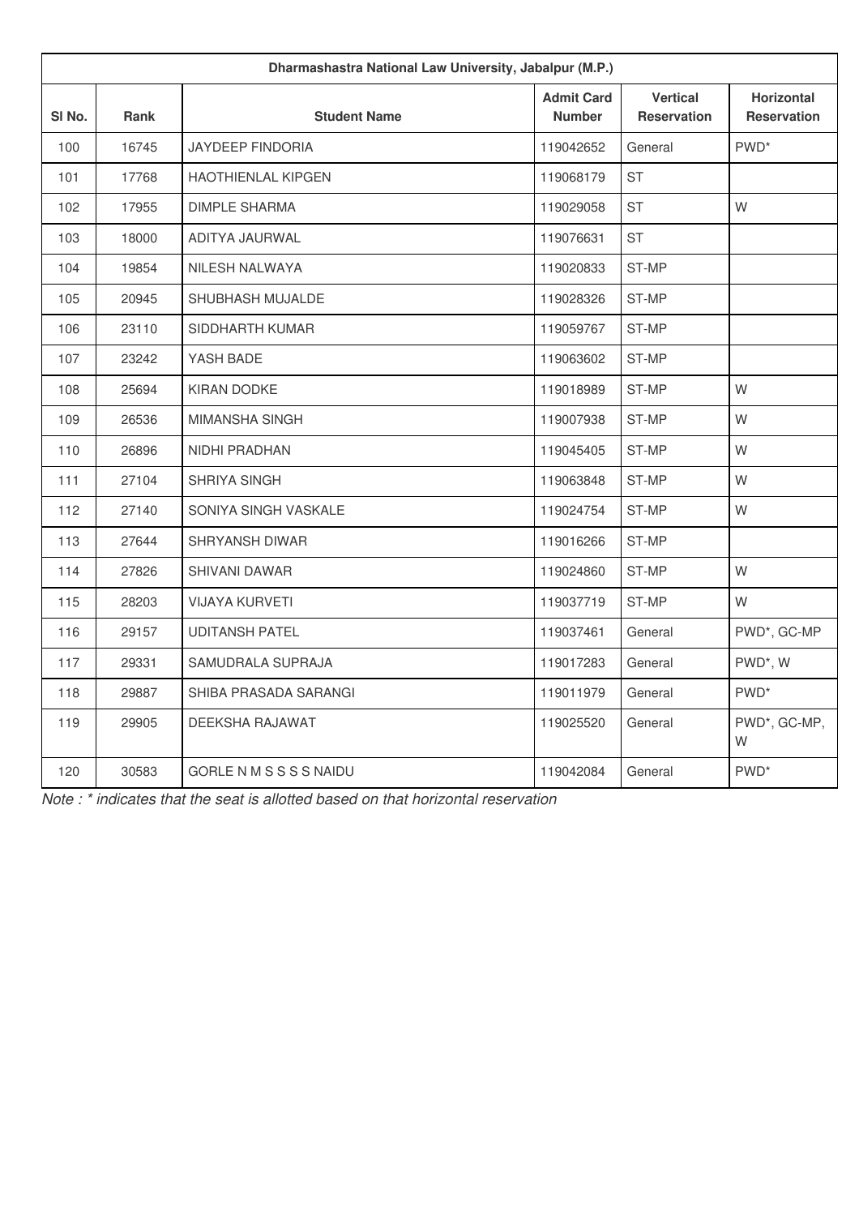| Dharmashastra National Law University, Jabalpur (M.P.) | | | | | |
|---|---|---|---|---|---|
| Sl No. | Rank | Student Name | Admit Card Number | Vertical Reservation | Horizontal Reservation |
| 100 | 16745 | JAYDEEP FINDORIA | 119042652 | General | PWD* |
| 101 | 17768 | HAOTHIENLAL KIPGEN | 119068179 | ST | |
| 102 | 17955 | DIMPLE SHARMA | 119029058 | ST | W |
| 103 | 18000 | ADITYA JAURWAL | 119076631 | ST | |
| 104 | 19854 | NILESH NALWAYA | 119020833 | ST-MP | |
| 105 | 20945 | SHUBHASH MUJALDE | 119028326 | ST-MP | |
| 106 | 23110 | SIDDHARTH KUMAR | 119059767 | ST-MP | |
| 107 | 23242 | YASH BADE | 119063602 | ST-MP | |
| 108 | 25694 | KIRAN DODKE | 119018989 | ST-MP | W |
| 109 | 26536 | MIMANSHA SINGH | 119007938 | ST-MP | W |
| 110 | 26896 | NIDHI PRADHAN | 119045405 | ST-MP | W |
| 111 | 27104 | SHRIYA SINGH | 119063848 | ST-MP | W |
| 112 | 27140 | SONIYA SINGH VASKALE | 119024754 | ST-MP | W |
| 113 | 27644 | SHRYANSH DIWAR | 119016266 | ST-MP | |
| 114 | 27826 | SHIVANI DAWAR | 119024860 | ST-MP | W |
| 115 | 28203 | VIJAYA KURVETI | 119037719 | ST-MP | W |
| 116 | 29157 | UDITANSH PATEL | 119037461 | General | PWD*, GC-MP |
| 117 | 29331 | SAMUDRALA SUPRAJA | 119017283 | General | PWD*, W |
| 118 | 29887 | SHIBA PRASADA SARANGI | 119011979 | General | PWD* |
| 119 | 29905 | DEEKSHA RAJAWAT | 119025520 | General | PWD*, GC-MP, W |
| 120 | 30583 | GORLE N M S S S S NAIDU | 119042084 | General | PWD* |

*Note : * indicates that the seat is allotted based on that horizontal reservation*